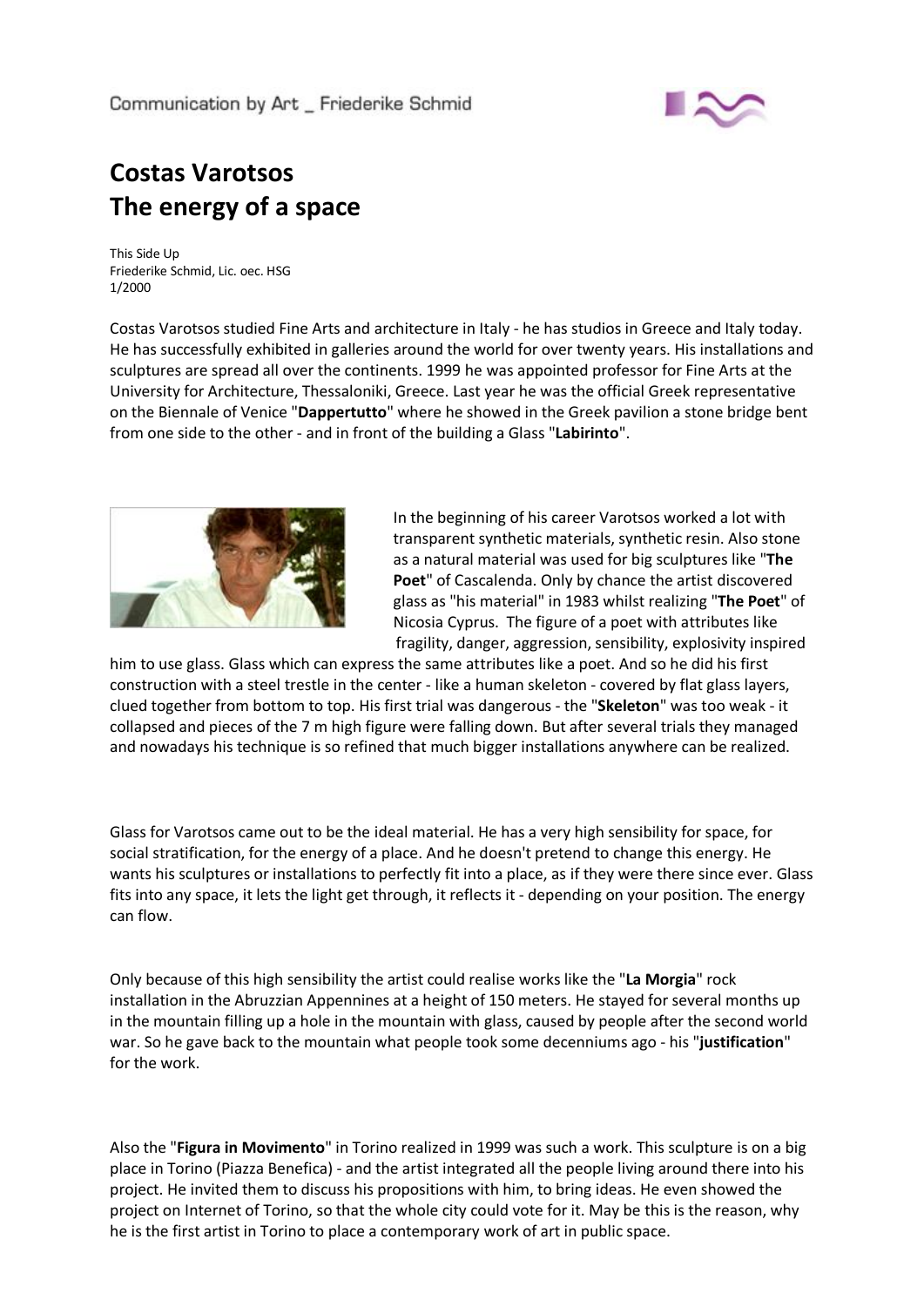# Costas Varotsos
# The energy of a space

This Side Up
Friederike Schmid, Lic. oec. HSG
1/2000

Costas Varotsos studied Fine Arts and architecture in Italy - he has studios in Greece and Italy today. He has successfully exhibited in galleries around the world for over twenty years. His installations and sculptures are spread all over the continents. 1999 he was appointed professor for Fine Arts at the University for Architecture, Thessaloniki, Greece. Last year he was the official Greek representative on the Biennale of Venice "**Dappertutto**" where he showed in the Greek pavilion a stone bridge bent from one side to the other - and in front of the building a Glass "**Labirinto**".

In the beginning of his career Varotsos worked a lot with transparent synthetic materials, synthetic resin. Also stone as a natural material was used for big sculptures like "**The Poet**" of Cascalenda. Only by chance the artist discovered glass as "his material" in 1983 whilst realizing "**The Poet**" of Nicosia Cyprus. The figure of a poet with attributes like fragility, danger, aggression, sensibility, explosivity inspired him to use glass. Glass which can express the same attributes like a poet. And so he did his first construction with a steel trestle in the center - like a human skeleton - covered by flat glass layers, clued together from bottom to top. His first trial was dangerous - the "**Skeleton**" was too weak - it collapsed and pieces of the 7 m high figure were falling down. But after several trials they managed and nowadays his technique is so refined that much bigger installations anywhere can be realized.

Glass for Varotsos came out to be the ideal material. He has a very high sensibility for space, for social stratification, for the energy of a place. And he doesn't pretend to change this energy. He wants his sculptures or installations to perfectly fit into a place, as if they were there since ever. Glass fits into any space, it lets the light get through, it reflects it - depending on your position. The energy can flow.

Only because of this high sensibility the artist could realise works like the "**La Morgia**" rock installation in the Abruzzian Appennines at a height of 150 meters. He stayed for several months up in the mountain filling up a hole in the mountain with glass, caused by people after the second world war. So he gave back to the mountain what people took some decenniums ago - his "**justification**" for the work.

Also the "**Figura in Movimento**" in Torino realized in 1999 was such a work. This sculpture is on a big place in Torino (Piazza Benefica) - and the artist integrated all the people living around there into his project. He invited them to discuss his propositions with him, to bring ideas. He even showed the project on Internet of Torino, so that the whole city could vote for it. May be this is the reason, why he is the first artist in Torino to place a contemporary work of art in public space.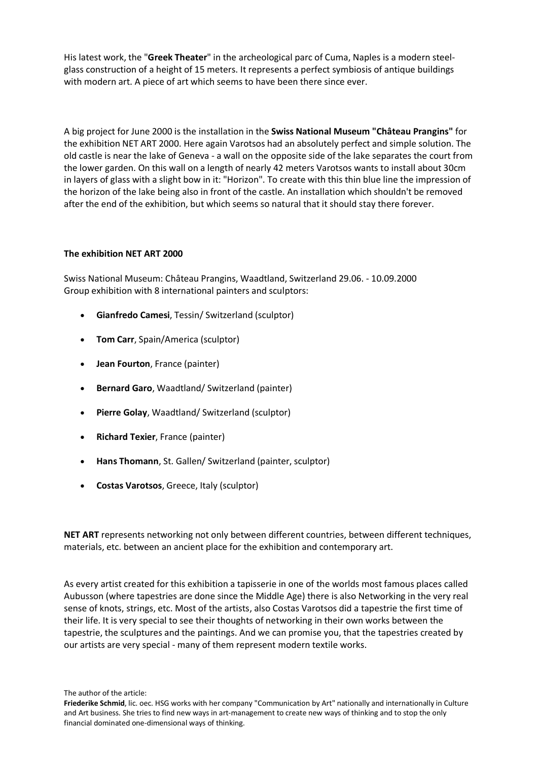His latest work, the "**Greek Theater**" in the archeological parc of Cuma, Naples is a modern steel-glass construction of a height of 15 meters. It represents a perfect symbiosis of antique buildings with modern art. A piece of art which seems to have been there since ever.

A big project for June 2000 is the installation in the **Swiss National Museum "Château Prangins"** for the exhibition NET ART 2000. Here again Varotsos had an absolutely perfect and simple solution. The old castle is near the lake of Geneva - a wall on the opposite side of the lake separates the court from the lower garden. On this wall on a length of nearly 42 meters Varotsos wants to install about 30cm in layers of glass with a slight bow in it: "Horizon". To create with this thin blue line the impression of the horizon of the lake being also in front of the castle. An installation which shouldn't be removed after the end of the exhibition, but which seems so natural that it should stay there forever.

**The exhibition NET ART 2000**

Swiss National Museum: Château Prangins, Waadtland, Switzerland 29.06. - 10.09.2000
Group exhibition with 8 international painters and sculptors:

- **Gianfredo Camesi**, Tessin/ Switzerland (sculptor)
- **Tom Carr**, Spain/America (sculptor)
- **Jean Fourton**, France (painter)
- **Bernard Garo**, Waadtland/ Switzerland (painter)
- **Pierre Golay**, Waadtland/ Switzerland (sculptor)
- **Richard Texier**, France (painter)
- **Hans Thomann**, St. Gallen/ Switzerland (painter, sculptor)
- **Costas Varotsos**, Greece, Italy (sculptor)

**NET ART** represents networking not only between different countries, between different techniques, materials, etc. between an ancient place for the exhibition and contemporary art.

As every artist created for this exhibition a tapisserie in one of the worlds most famous places called Aubusson (where tapestries are done since the Middle Age) there is also Networking in the very real sense of knots, strings, etc. Most of the artists, also Costas Varotsos did a tapestrie the first time of their life. It is very special to see their thoughts of networking in their own works between the tapestrie, the sculptures and the paintings. And we can promise you, that the tapestries created by our artists are very special - many of them represent modern textile works.

The author of the article:
**Friederike Schmid**, lic. oec. HSG works with her company "Communication by Art" nationally and internationally in Culture and Art business. She tries to find new ways in art-management to create new ways of thinking and to stop the only financial dominated one-dimensional ways of thinking.